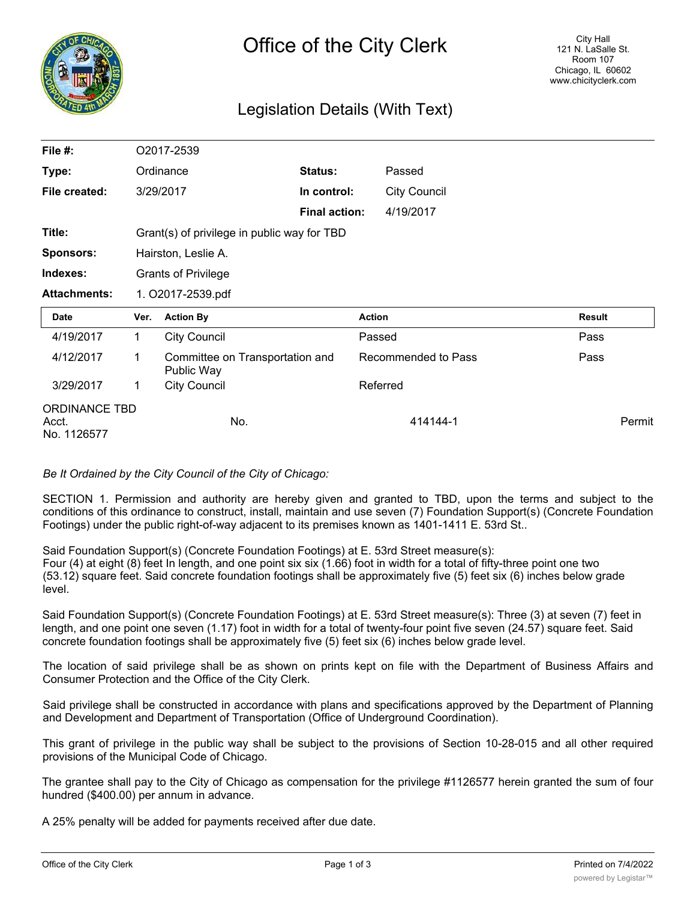# Office of the City Clerk

City Hall
121 N. LaSalle St.
Room 107
Chicago, IL 60602
www.chicityclerk.com

## Legislation Details (With Text)

| | | | |
|---|---|---|---|
| **File #:** | O2017-2539 | | |
| **Type:** | Ordinance | **Status:** | Passed |
| **File created:** | 3/29/2017 | **In control:** | City Council |
| | | **Final action:** | 4/19/2017 |
| **Title:** | Grant(s) of privilege in public way for TBD | | |
| **Sponsors:** | Hairston, Leslie A. | | |
| **Indexes:** | Grants of Privilege | | |
| **Attachments:** | 1. O2017-2539.pdf | | |

| Date | Ver. | Action By | Action | Result |
|---|---|---|---|---|
| 4/19/2017 | 1 | City Council | Passed | Pass |
| 4/12/2017 | 1 | Committee on Transportation and Public Way | Recommended to Pass | Pass |
| 3/29/2017 | 1 | City Council | Referred | |

ORDINANCE TBD
Acct. No. 1126577 No. 414144-1 Permit

*Be It Ordained by the City Council of the City of Chicago:*

SECTION 1. Permission and authority are hereby given and granted to TBD, upon the terms and subject to the conditions of this ordinance to construct, install, maintain and use seven (7) Foundation Support(s) (Concrete Foundation Footings) under the public right-of-way adjacent to its premises known as 1401-1411 E. 53rd St..

Said Foundation Support(s) (Concrete Foundation Footings) at E. 53rd Street measure(s):
Four (4) at eight (8) feet In length, and one point six six (1.66) foot in width for a total of fifty-three point one two (53.12) square feet. Said concrete foundation footings shall be approximately five (5) feet six (6) inches below grade level.

Said Foundation Support(s) (Concrete Foundation Footings) at E. 53rd Street measure(s): Three (3) at seven (7) feet in length, and one point one seven (1.17) foot in width for a total of twenty-four point five seven (24.57) square feet. Said concrete foundation footings shall be approximately five (5) feet six (6) inches below grade level.

The location of said privilege shall be as shown on prints kept on file with the Department of Business Affairs and Consumer Protection and the Office of the City Clerk.

Said privilege shall be constructed in accordance with plans and specifications approved by the Department of Planning and Development and Department of Transportation (Office of Underground Coordination).

This grant of privilege in the public way shall be subject to the provisions of Section 10-28-015 and all other required provisions of the Municipal Code of Chicago.

The grantee shall pay to the City of Chicago as compensation for the privilege #1126577 herein granted the sum of four hundred ($400.00) per annum in advance.

A 25% penalty will be added for payments received after due date.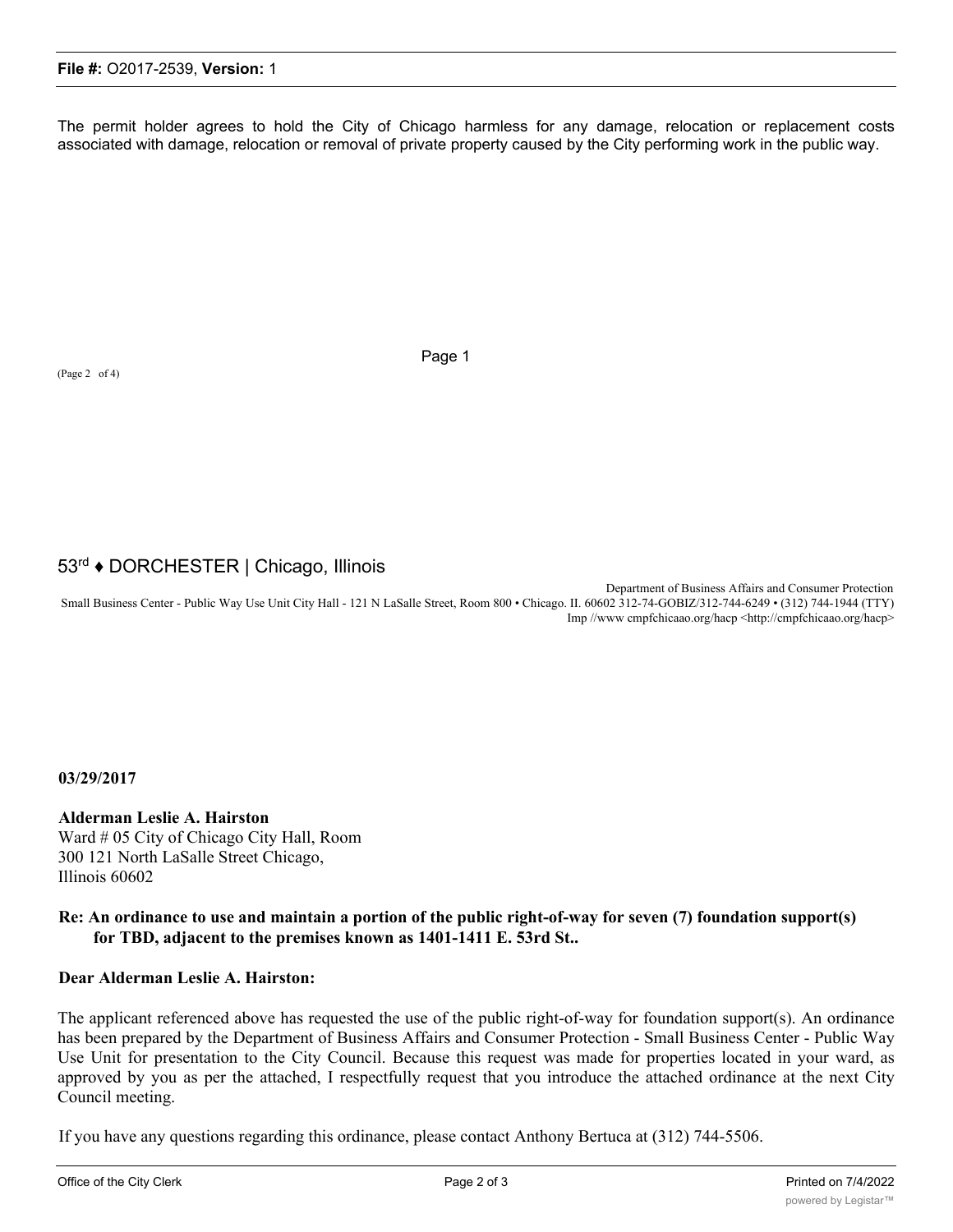The permit holder agrees to hold the City of Chicago harmless for any damage, relocation or replacement costs associated with damage, relocation or removal of private property caused by the City performing work in the public way.

Page 1

(Page 2 of 4)

53rd ♦ DORCHESTER | Chicago, Illinois

Department of Business Affairs and Consumer Protection
Small Business Center - Public Way Use Unit City Hall - 121 N LaSalle Street, Room 800 • Chicago. Il. 60602 312-74-GOBIZ/312-744-6249 • (312) 744-1944 (TTY)
Imp //www cmpfchicaao.org/hacp <http://cmpfchicaao.org/hacp>

**03/29/2017**

**Alderman Leslie A. Hairston**
Ward # 05 City of Chicago City Hall, Room 300 121 North LaSalle Street Chicago, Illinois 60602

**Re: An ordinance to use and maintain a portion of the public right-of-way for seven (7) foundation support(s) for TBD, adjacent to the premises known as 1401-1411 E. 53rd St..**

**Dear Alderman Leslie A. Hairston:**

The applicant referenced above has requested the use of the public right-of-way for foundation support(s). An ordinance has been prepared by the Department of Business Affairs and Consumer Protection - Small Business Center - Public Way Use Unit for presentation to the City Council. Because this request was made for properties located in your ward, as approved by you as per the attached, I respectfully request that you introduce the attached ordinance at the next City Council meeting.

If you have any questions regarding this ordinance, please contact Anthony Bertuca at (312) 744-5506.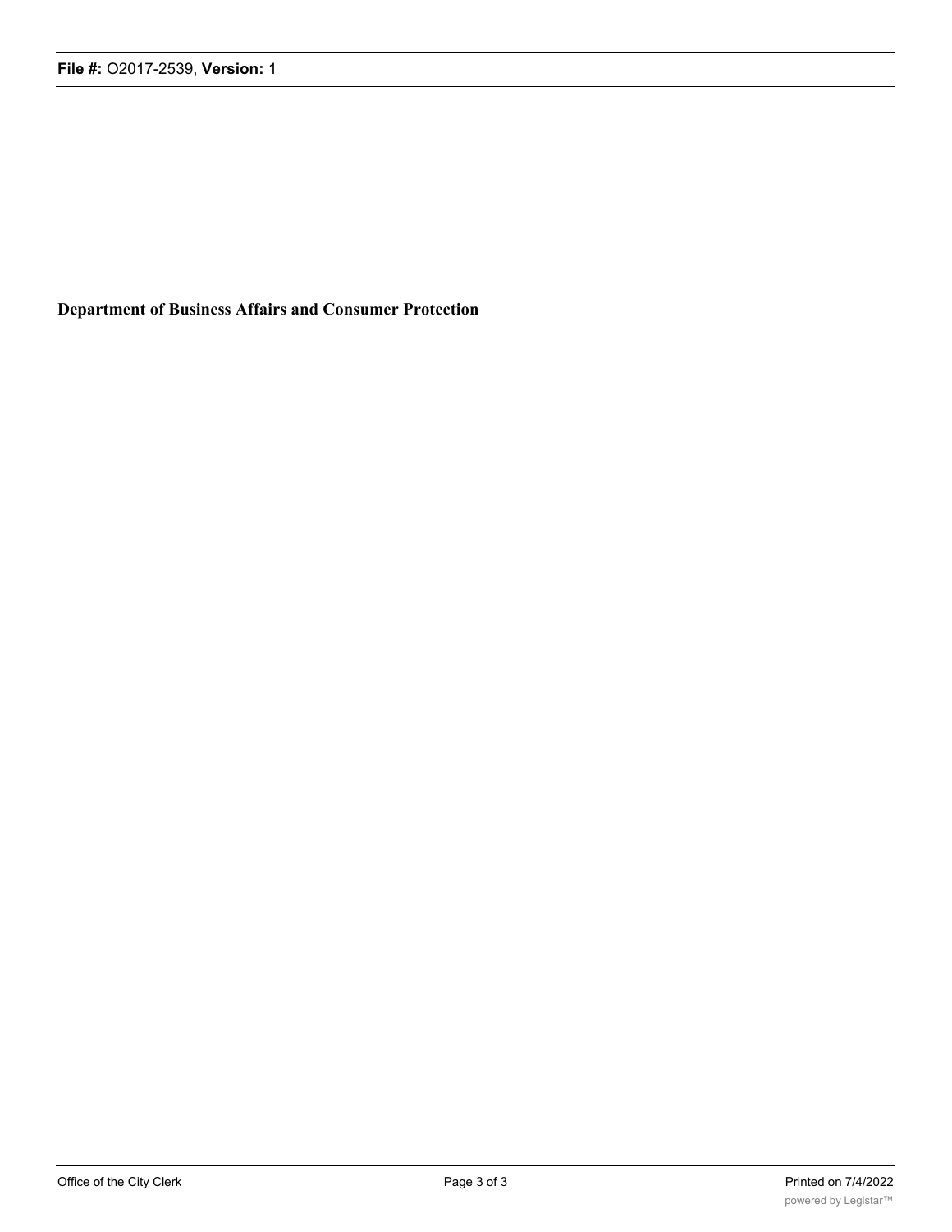**Department of Business Affairs and Consumer Protection**